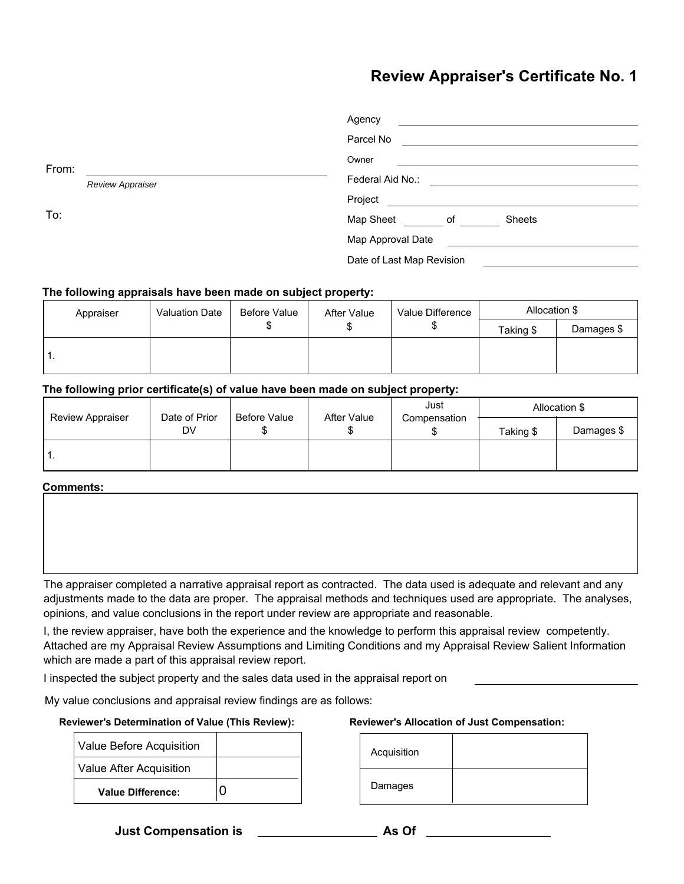# Review Appraiser's Certificate No. 1

From: ______________________
*Review Appraiser*

To:

Agency ______________________

Parcel No ______________________

Owner ______________________

Federal Aid No.: ______________________

Project ______________________

Map Sheet ______ of ______ Sheets

Map Approval Date ______________________

Date of Last Map Revision ______________________

**The following appraisals have been made on subject property:**

| Appraiser | Valuation Date | Before Value $ | After Value $ | Value Difference $ | Allocation $ | |
|---|---|---|---|---|---|---|
| | | | | | Taking $ | Damages $ |
| 1. | | | | | | |

**The following prior certificate(s) of value have been made on subject property:**

| Review Appraiser | Date of Prior DV | Before Value $ | After Value $ | Just Compensation $ | Allocation $ | |
|---|---|---|---|---|---|---|
| | | | | | Taking $ | Damages $ |
| 1. | | | | | | |

**Comments:**

The appraiser completed a narrative appraisal report as contracted. The data used is adequate and relevant and any adjustments made to the data are proper. The appraisal methods and techniques used are appropriate. The analyses, opinions, and value conclusions in the report under review are appropriate and reasonable.

I, the review appraiser, have both the experience and the knowledge to perform this appraisal review competently. Attached are my Appraisal Review Assumptions and Limiting Conditions and my Appraisal Review Salient Information which are made a part of this appraisal review report.

I inspected the subject property and the sales data used in the appraisal report on ______________________

My value conclusions and appraisal review findings are as follows:

**Reviewer's Determination of Value (This Review):**

| Value Before Acquisition | |
|---|---|
| Value After Acquisition | |
| **Value Difference:** | 0 |

**Reviewer's Allocation of Just Compensation:**

| Acquisition | |
|---|---|
| Damages | |

**Just Compensation is** ______________________ **As Of** ______________________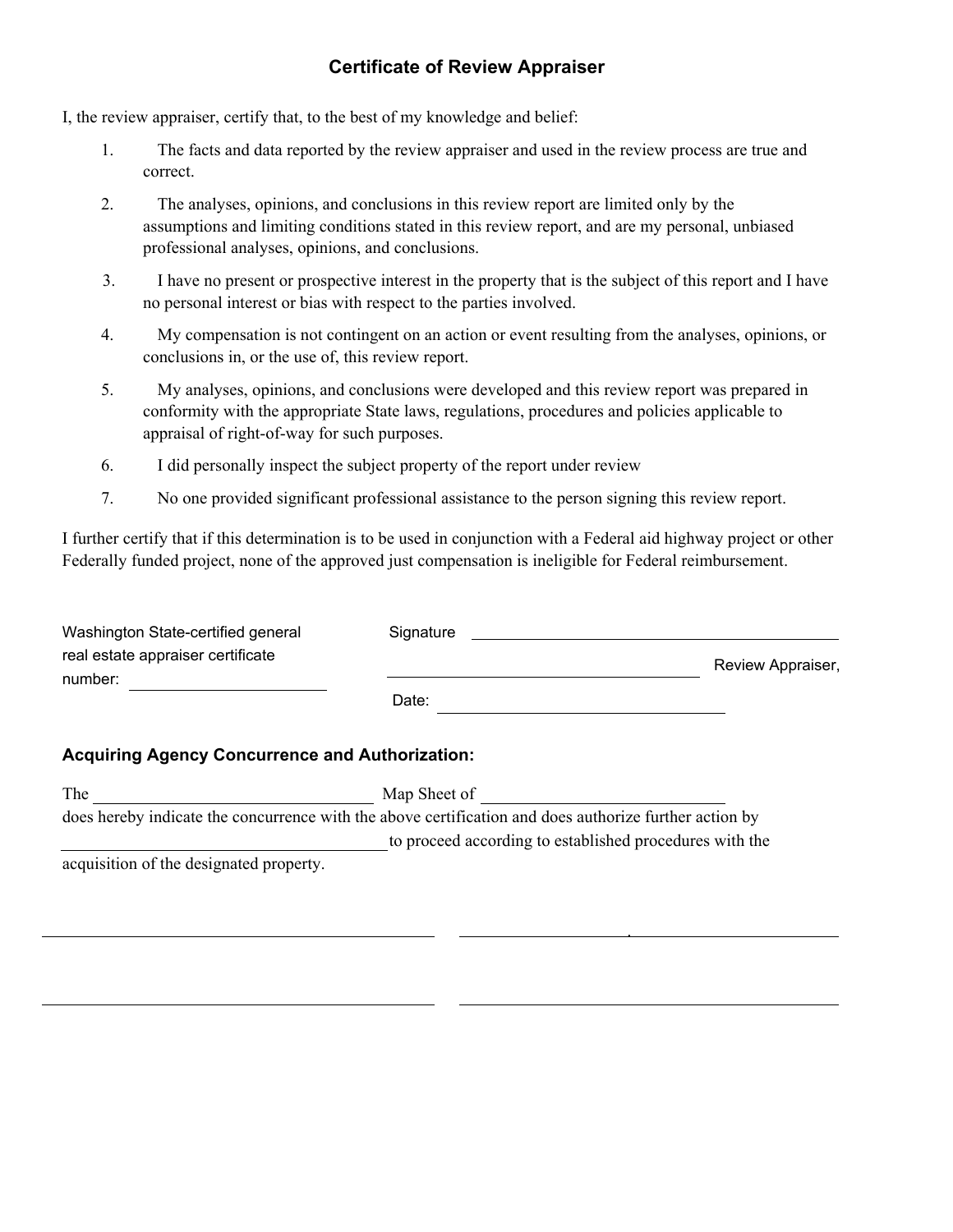## Certificate of Review Appraiser

I, the review appraiser, certify that, to the best of my knowledge and belief:

1. The facts and data reported by the review appraiser and used in the review process are true and correct.
2. The analyses, opinions, and conclusions in this review report are limited only by the assumptions and limiting conditions stated in this review report, and are my personal, unbiased professional analyses, opinions, and conclusions.
3. I have no present or prospective interest in the property that is the subject of this report and I have no personal interest or bias with respect to the parties involved.
4. My compensation is not contingent on an action or event resulting from the analyses, opinions, or conclusions in, or the use of, this review report.
5. My analyses, opinions, and conclusions were developed and this review report was prepared in conformity with the appropriate State laws, regulations, procedures and policies applicable to appraisal of right-of-way for such purposes.
6. I did personally inspect the subject property of the report under review
7. No one provided significant professional assistance to the person signing this review report.

I further certify that if this determination is to be used in conjunction with a Federal aid highway project or other Federally funded project, none of the approved just compensation is ineligible for Federal reimbursement.

Washington State-certified general real estate appraiser certificate number: ____________________

Signature ______________________________

______________________________ Review Appraiser,

Date: ______________________________

### Acquiring Agency Concurrence and Authorization:

The ______________________________ Map Sheet of ______________________________ does hereby indicate the concurrence with the above certification and does authorize further action by ______________________________ to proceed according to established procedures with the acquisition of the designated property.

______________________________ ______________________________

______________________________ ______________________________